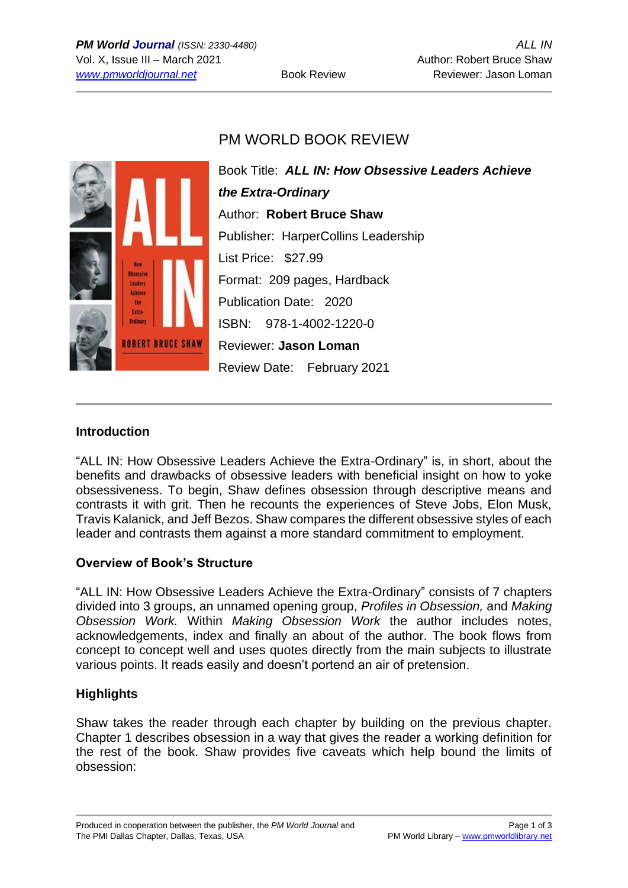# PM WORLD BOOK REVIEW

Book Title: ***ALL IN: How Obsessive Leaders Achieve the Extra-Ordinary***
Author: **Robert Bruce Shaw**
Publisher: HarperCollins Leadership
List Price: $27.99
Format: 209 pages, Hardback
Publication Date: 2020
ISBN: 978-1-4002-1220-0
Reviewer: **Jason Loman**
Review Date: February 2021

## Introduction

"ALL IN: How Obsessive Leaders Achieve the Extra-Ordinary" is, in short, about the benefits and drawbacks of obsessive leaders with beneficial insight on how to yoke obsessiveness. To begin, Shaw defines obsession through descriptive means and contrasts it with grit. Then he recounts the experiences of Steve Jobs, Elon Musk, Travis Kalanick, and Jeff Bezos. Shaw compares the different obsessive styles of each leader and contrasts them against a more standard commitment to employment.

## Overview of Book's Structure

"ALL IN: How Obsessive Leaders Achieve the Extra-Ordinary" consists of 7 chapters divided into 3 groups, an unnamed opening group, *Profiles in Obsession,* and *Making Obsession Work.* Within *Making Obsession Work* the author includes notes, acknowledgements, index and finally an about of the author. The book flows from concept to concept well and uses quotes directly from the main subjects to illustrate various points. It reads easily and doesn't portend an air of pretension.

## Highlights

Shaw takes the reader through each chapter by building on the previous chapter. Chapter 1 describes obsession in a way that gives the reader a working definition for the rest of the book. Shaw provides five caveats which help bound the limits of obsession: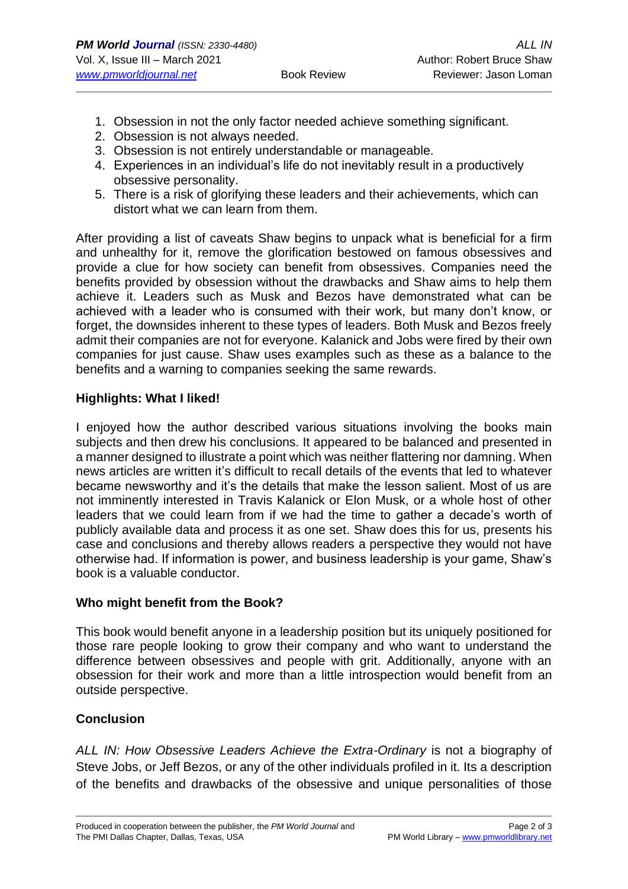1. Obsession in not the only factor needed achieve something significant.
2. Obsession is not always needed.
3. Obsession is not entirely understandable or manageable.
4. Experiences in an individual's life do not inevitably result in a productively obsessive personality.
5. There is a risk of glorifying these leaders and their achievements, which can distort what we can learn from them.

After providing a list of caveats Shaw begins to unpack what is beneficial for a firm and unhealthy for it, remove the glorification bestowed on famous obsessives and provide a clue for how society can benefit from obsessives. Companies need the benefits provided by obsession without the drawbacks and Shaw aims to help them achieve it. Leaders such as Musk and Bezos have demonstrated what can be achieved with a leader who is consumed with their work, but many don't know, or forget, the downsides inherent to these types of leaders. Both Musk and Bezos freely admit their companies are not for everyone. Kalanick and Jobs were fired by their own companies for just cause. Shaw uses examples such as these as a balance to the benefits and a warning to companies seeking the same rewards.

## Highlights: What I liked!

I enjoyed how the author described various situations involving the books main subjects and then drew his conclusions. It appeared to be balanced and presented in a manner designed to illustrate a point which was neither flattering nor damning. When news articles are written it's difficult to recall details of the events that led to whatever became newsworthy and it's the details that make the lesson salient. Most of us are not imminently interested in Travis Kalanick or Elon Musk, or a whole host of other leaders that we could learn from if we had the time to gather a decade's worth of publicly available data and process it as one set. Shaw does this for us, presents his case and conclusions and thereby allows readers a perspective they would not have otherwise had. If information is power, and business leadership is your game, Shaw's book is a valuable conductor.

## Who might benefit from the Book?

This book would benefit anyone in a leadership position but its uniquely positioned for those rare people looking to grow their company and who want to understand the difference between obsessives and people with grit. Additionally, anyone with an obsession for their work and more than a little introspection would benefit from an outside perspective.

## Conclusion

*ALL IN: How Obsessive Leaders Achieve the Extra-Ordinary* is not a biography of Steve Jobs, or Jeff Bezos, or any of the other individuals profiled in it. Its a description of the benefits and drawbacks of the obsessive and unique personalities of those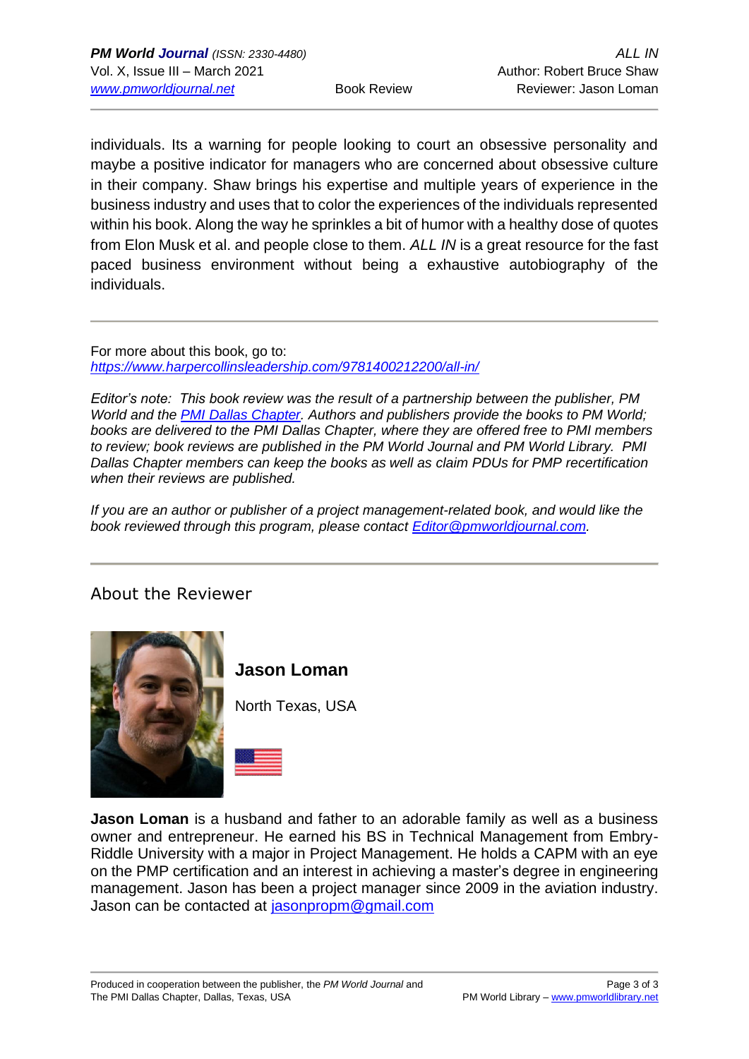individuals. Its a warning for people looking to court an obsessive personality and maybe a positive indicator for managers who are concerned about obsessive culture in their company. Shaw brings his expertise and multiple years of experience in the business industry and uses that to color the experiences of the individuals represented within his book. Along the way he sprinkles a bit of humor with a healthy dose of quotes from Elon Musk et al. and people close to them. *ALL IN* is a great resource for the fast paced business environment without being a exhaustive autobiography of the individuals.

---

For more about this book, go to: [https://www.harpercollinsleadership.com/9781400212200/all-in/](https://www.harpercollinsleadership.com/9781400212200/all-in/)

*Editor's note: This book review was the result of a partnership between the publisher, PM World and the [PMI Dallas Chapter](). Authors and publishers provide the books to PM World; books are delivered to the PMI Dallas Chapter, where they are offered free to PMI members to review; book reviews are published in the PM World Journal and PM World Library. PMI Dallas Chapter members can keep the books as well as claim PDUs for PMP recertification when their reviews are published.*

*If you are an author or publisher of a project management-related book, and would like the book reviewed through this program, please contact [Editor@pmworldjournal.com](mailto:Editor@pmworldjournal.com).*

---

## About the Reviewer

**Jason Loman**

North Texas, USA

**Jason Loman** is a husband and father to an adorable family as well as a business owner and entrepreneur. He earned his BS in Technical Management from Embry-Riddle University with a major in Project Management. He holds a CAPM with an eye on the PMP certification and an interest in achieving a master's degree in engineering management. Jason has been a project manager since 2009 in the aviation industry. Jason can be contacted at [jasonpropm@gmail.com](mailto:jasonpropm@gmail.com)